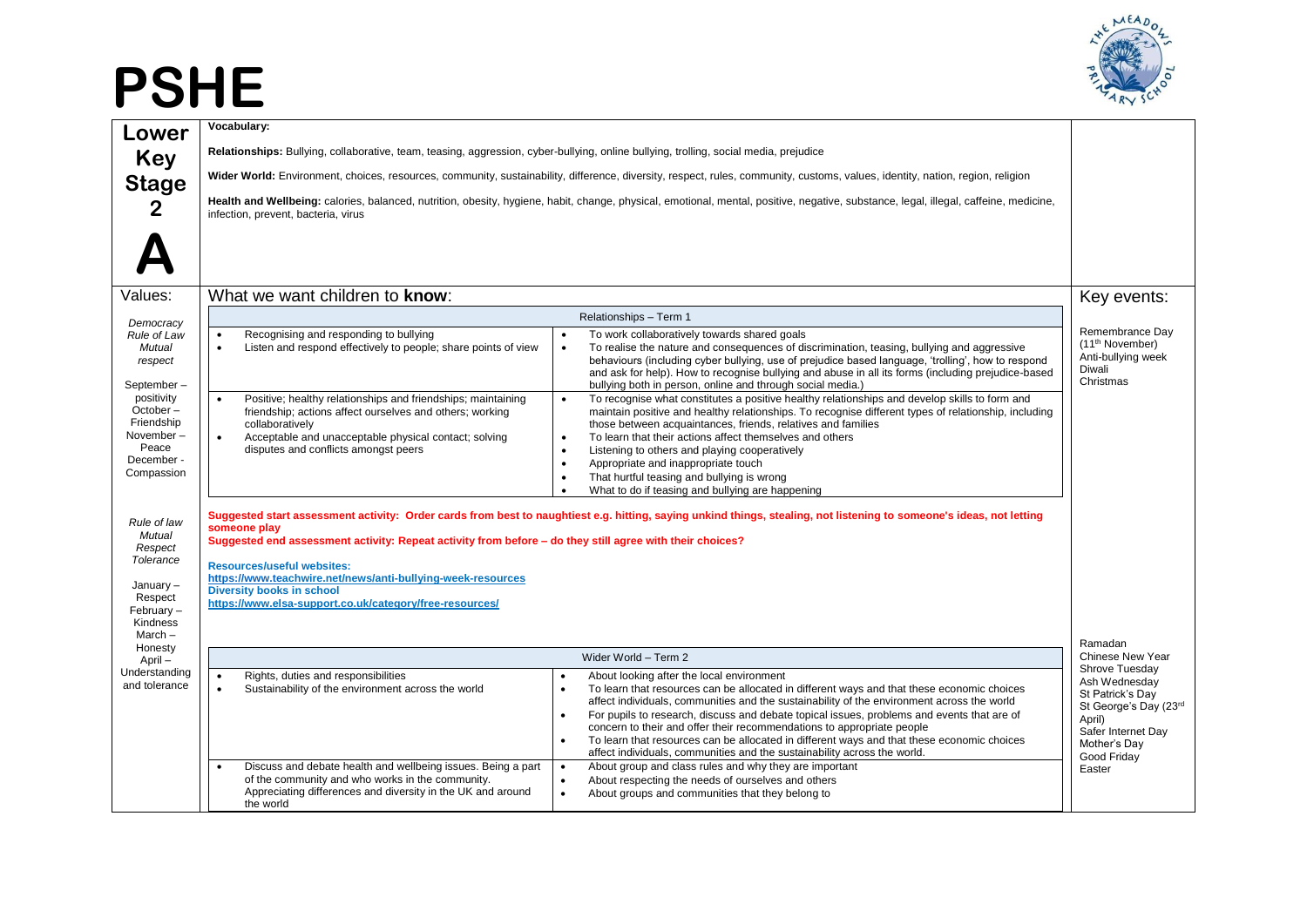# PSHE

## Lower Key Stage 2 A

**Vocabulary:**

**Relationships:** Bullying, collaborative, team, teasing, aggression, cyber-bullying, online bullying, trolling, social media, prejudice

**Wider World:** Environment, choices, resources, community, sustainability, difference, diversity, respect, rules, community, customs, values, identity, nation, region, religion

**Health and Wellbeing:** calories, balanced, nutrition, obesity, hygiene, habit, change, physical, emotional, mental, positive, negative, substance, legal, illegal, caffeine, medicine, infection, prevent, bacteria, virus

### Values:

*Democracy*
*Rule of Law*
*Mutual respect*

September – positivity
October – Friendship
November – Peace
December - Compassion

*Rule of law*
*Mutual Respect*
*Tolerance*

January – Respect
February – Kindness
March – Honesty
April – Understanding and tolerance

### What we want children to **know**:

| Relationships – Term 1 | |
|---|---|
| • Recognising and responding to bullying<br>• Listen and respond effectively to people; share points of view | • To work collaboratively towards shared goals<br>• To realise the nature and consequences of discrimination, teasing, bullying and aggressive behaviours (including cyber bullying, use of prejudice based language, 'trolling', how to respond and ask for help). How to recognise bullying and abuse in all its forms (including prejudice-based bullying both in person, online and through social media.) |
| • Positive; healthy relationships and friendships; maintaining friendship; actions affect ourselves and others; working collaboratively<br>• Acceptable and unacceptable physical contact; solving disputes and conflicts amongst peers | • To recognise what constitutes a positive healthy relationships and develop skills to form and maintain positive and healthy relationships. To recognise different types of relationship, including those between acquaintances, friends, relatives and families<br>• To learn that their actions affect themselves and others<br>• Listening to others and playing cooperatively<br>• Appropriate and inappropriate touch<br>• That hurtful teasing and bullying is wrong<br>• What to do if teasing and bullying are happening |

**Suggested start assessment activity: Order cards from best to naughtiest e.g. hitting, saying unkind things, stealing, not listening to someone's ideas, not letting someone play**
**Suggested end assessment activity: Repeat activity from before – do they still agree with their choices?**

**Resources/useful websites:**
**https://www.teachwire.net/news/anti-bullying-week-resources**
**Diversity books in school**
**https://www.elsa-support.co.uk/category/free-resources/**

| Wider World – Term 2 | |
|---|---|
| • Rights, duties and responsibilities<br>• Sustainability of the environment across the world | • About looking after the local environment<br>• To learn that resources can be allocated in different ways and that these economic choices affect individuals, communities and the sustainability of the environment across the world<br>• For pupils to research, discuss and debate topical issues, problems and events that are of concern to their and offer their recommendations to appropriate people<br>• To learn that resources can be allocated in different ways and that these economic choices affect individuals, communities and the sustainability across the world. |
| • Discuss and debate health and wellbeing issues. Being a part of the community and who works in the community. Appreciating differences and diversity in the UK and around the world | • About group and class rules and why they are important<br>• About respecting the needs of ourselves and others<br>• About groups and communities that they belong to |

### Key events:

Remembrance Day (11th November)
Anti-bullying week
Diwali
Christmas

Ramadan
Chinese New Year
Shrove Tuesday
Ash Wednesday
St Patrick's Day
St George's Day (23rd April)
Safer Internet Day
Mother's Day
Good Friday
Easter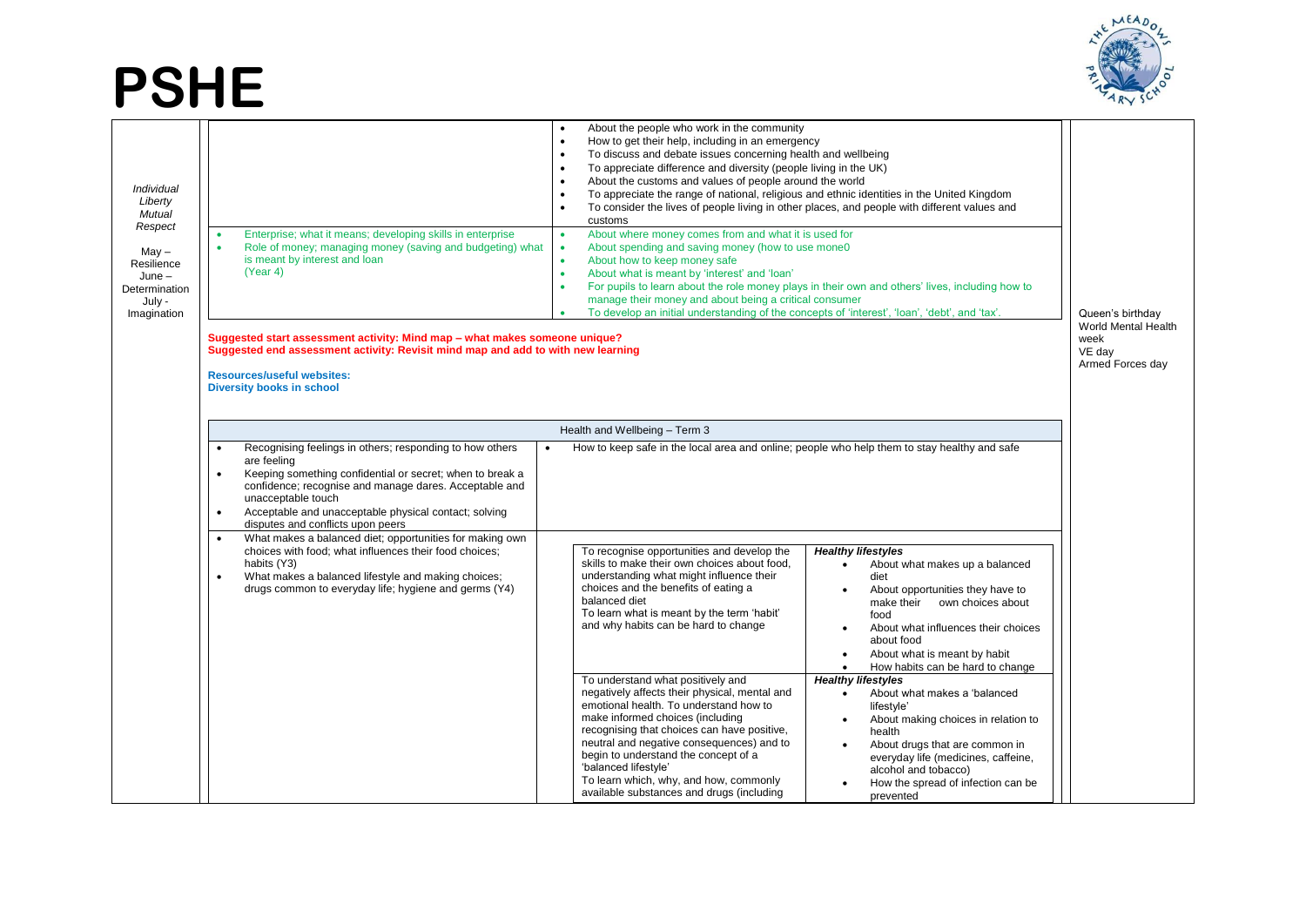# PSHE

| | | | |
|---|---|---|---|
| *Individual Liberty Mutual Respect*<br><br>May – Resilience<br>June – Determination<br>July - Imagination | | • About the people who work in the community<br>• How to get their help, including in an emergency<br>• To discuss and debate issues concerning health and wellbeing<br>• To appreciate difference and diversity (people living in the UK)<br>• About the customs and values of people around the world<br>• To appreciate the range of national, religious and ethnic identities in the United Kingdom<br>• To consider the lives of people living in other places, and people with different values and customs | Queen's birthday<br>World Mental Health week<br>VE day<br>Armed Forces day |
| | • Enterprise; what it means; developing skills in enterprise<br>• Role of money; managing money (saving and budgeting) what is meant by interest and loan (Year 4) | • About where money comes from and what it is used for<br>• About spending and saving money (how to use mone0<br>• About how to keep money safe<br>• About what is meant by 'interest' and 'loan'<br>• For pupils to learn about the role money plays in their own and others' lives, including how to manage their money and about being a critical consumer<br>• To develop an initial understanding of the concepts of 'interest', 'loan', 'debt', and 'tax'. | |

**Suggested start assessment activity: Mind map – what makes someone unique?**
**Suggested end assessment activity: Revisit mind map and add to with new learning**

**Resources/useful websites:**
**Diversity books in school**

| Health and Wellbeing – Term 3 | | |
|---|---|---|
| • Recognising feelings in others; responding to how others are feeling<br>• Keeping something confidential or secret; when to break a confidence; recognise and manage dares. Acceptable and unacceptable touch<br>• Acceptable and unacceptable physical contact; solving disputes and conflicts upon peers | • How to keep safe in the local area and online; people who help them to stay healthy and safe | |
| • What makes a balanced diet; opportunities for making own choices with food; what influences their food choices; habits (Y3)<br>• What makes a balanced lifestyle and making choices; drugs common to everyday life; hygiene and germs (Y4) | To recognise opportunities and develop the skills to make their own choices about food, understanding what might influence their choices and the benefits of eating a balanced diet<br>To learn what is meant by the term 'habit' and why habits can be hard to change | ***Healthy lifestyles***<br>• About what makes up a balanced diet<br>• About opportunities they have to make their own choices about food<br>• About what influences their choices about food<br>• About what is meant by habit<br>• How habits can be hard to change |
| | To understand what positively and negatively affects their physical, mental and emotional health. To understand how to make informed choices (including recognising that choices can have positive, neutral and negative consequences) and to begin to understand the concept of a 'balanced lifestyle'<br>To learn which, why, and how, commonly available substances and drugs (including | ***Healthy lifestyles***<br>• About what makes a 'balanced lifestyle'<br>• About making choices in relation to health<br>• About drugs that are common in everyday life (medicines, caffeine, alcohol and tobacco)<br>• How the spread of infection can be prevented |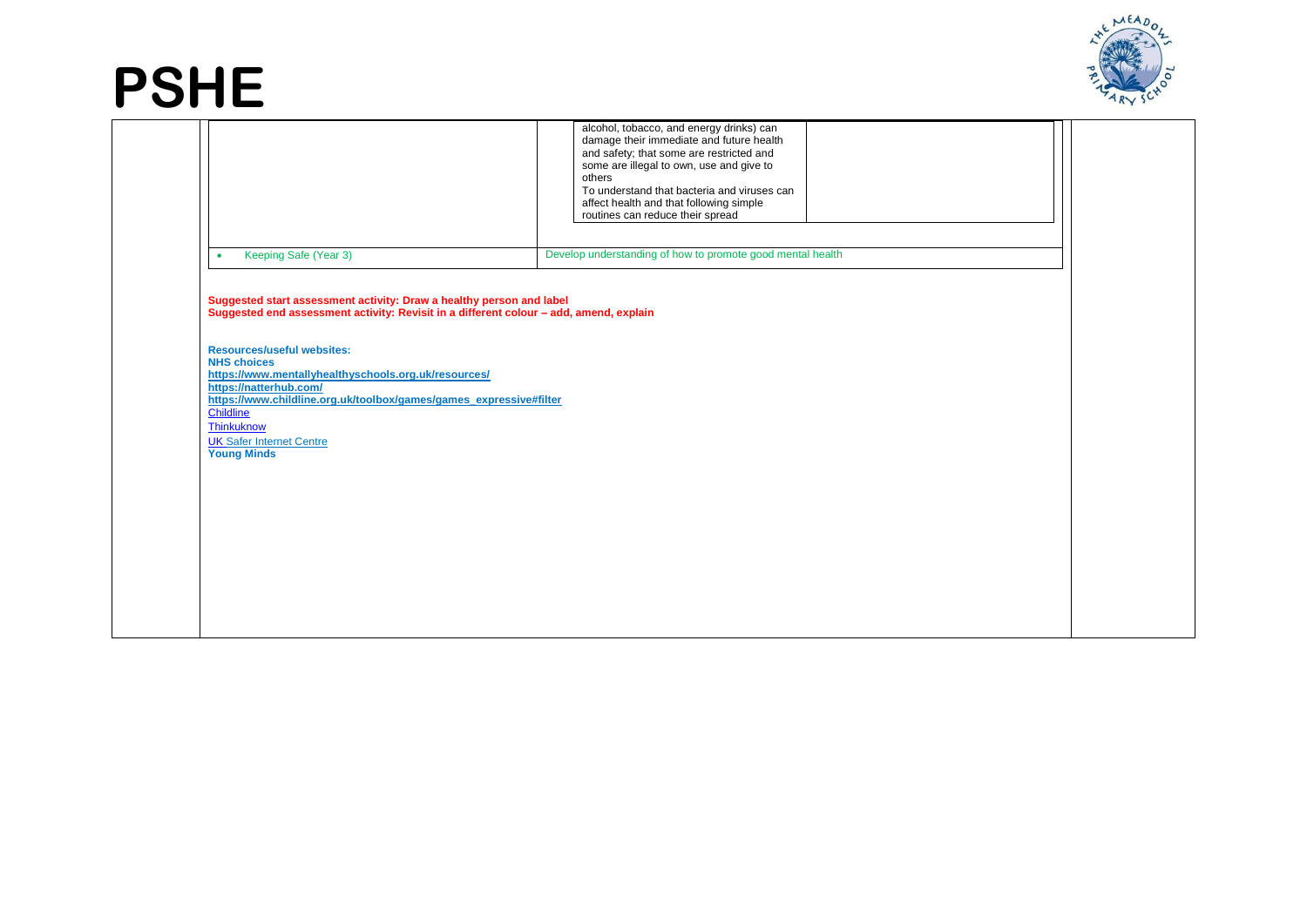# PSHE

| | | | |
|---|---|---|---|
| | | alcohol, tobacco, and energy drinks) can damage their immediate and future health and safety; that some are restricted and some are illegal to own, use and give to others<br>To understand that bacteria and viruses can affect health and that following simple routines can reduce their spread | |
| • Keeping Safe (Year 3) | Develop understanding of how to promote good mental health | | |

**Suggested start assessment activity: Draw a healthy person and label**
**Suggested end assessment activity: Revisit in a different colour – add, amend, explain**

**Resources/useful websites:**
**NHS choices**
**https://www.mentallyhealthyschools.org.uk/resources/**
**https://natterhub.com/**
**https://www.childline.org.uk/toolbox/games/games_expressive#filter**
Childline
Thinkuknow
UK Safer Internet Centre
**Young Minds**